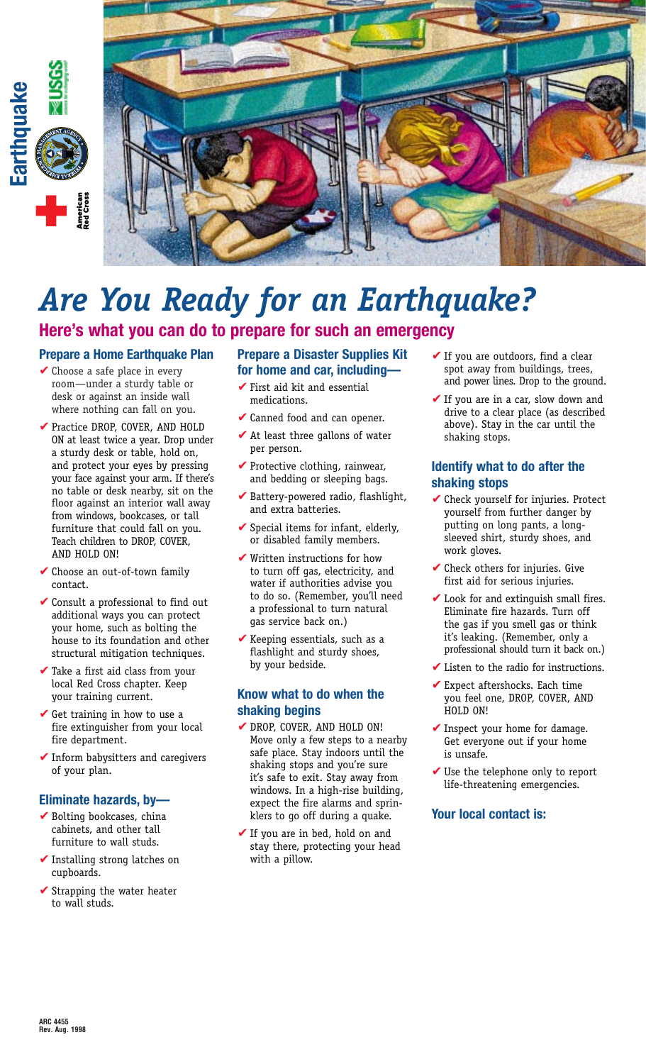Earthquake

USGS

American Red Cross

# Are You Ready for an Earthquake?

## Here's what you can do to prepare for such an emergency

### Prepare a Home Earthquake Plan

- ✔ Choose a safe place in every room—under a sturdy table or desk or against an inside wall where nothing can fall on you.
- ✔ Practice DROP, COVER, AND HOLD ON at least twice a year. Drop under a sturdy desk or table, hold on, and protect your eyes by pressing your face against your arm. If there's no table or desk nearby, sit on the floor against an interior wall away from windows, bookcases, or tall furniture that could fall on you. Teach children to DROP, COVER, AND HOLD ON!
- ✔ Choose an out-of-town family contact.
- ✔ Consult a professional to find out additional ways you can protect your home, such as bolting the house to its foundation and other structural mitigation techniques.
- ✔ Take a first aid class from your local Red Cross chapter. Keep your training current.
- ✔ Get training in how to use a fire extinguisher from your local fire department.
- ✔ Inform babysitters and caregivers of your plan.

### Eliminate hazards, by—

- ✔ Bolting bookcases, china cabinets, and other tall furniture to wall studs.
- ✔ Installing strong latches on cupboards.
- ✔ Strapping the water heater to wall studs.

### Prepare a Disaster Supplies Kit for home and car, including—

- ✔ First aid kit and essential medications.
- ✔ Canned food and can opener.
- ✔ At least three gallons of water per person.
- ✔ Protective clothing, rainwear, and bedding or sleeping bags.
- ✔ Battery-powered radio, flashlight, and extra batteries.
- ✔ Special items for infant, elderly, or disabled family members.
- ✔ Written instructions for how to turn off gas, electricity, and water if authorities advise you to do so. (Remember, you'll need a professional to turn natural gas service back on.)
- ✔ Keeping essentials, such as a flashlight and sturdy shoes, by your bedside.

### Know what to do when the shaking begins

- ✔ DROP, COVER, AND HOLD ON! Move only a few steps to a nearby safe place. Stay indoors until the shaking stops and you're sure it's safe to exit. Stay away from windows. In a high-rise building, expect the fire alarms and sprinklers to go off during a quake.
- ✔ If you are in bed, hold on and stay there, protecting your head with a pillow.
- ✔ If you are outdoors, find a clear spot away from buildings, trees, and power lines. Drop to the ground.
- ✔ If you are in a car, slow down and drive to a clear place (as described above). Stay in the car until the shaking stops.

### Identify what to do after the shaking stops

- ✔ Check yourself for injuries. Protect yourself from further danger by putting on long pants, a long-sleeved shirt, sturdy shoes, and work gloves.
- ✔ Check others for injuries. Give first aid for serious injuries.
- ✔ Look for and extinguish small fires. Eliminate fire hazards. Turn off the gas if you smell gas or think it's leaking. (Remember, only a professional should turn it back on.)
- ✔ Listen to the radio for instructions.
- ✔ Expect aftershocks. Each time you feel one, DROP, COVER, AND HOLD ON!
- ✔ Inspect your home for damage. Get everyone out if your home is unsafe.
- ✔ Use the telephone only to report life-threatening emergencies.

### Your local contact is:

ARC 4455
Rev. Aug. 1998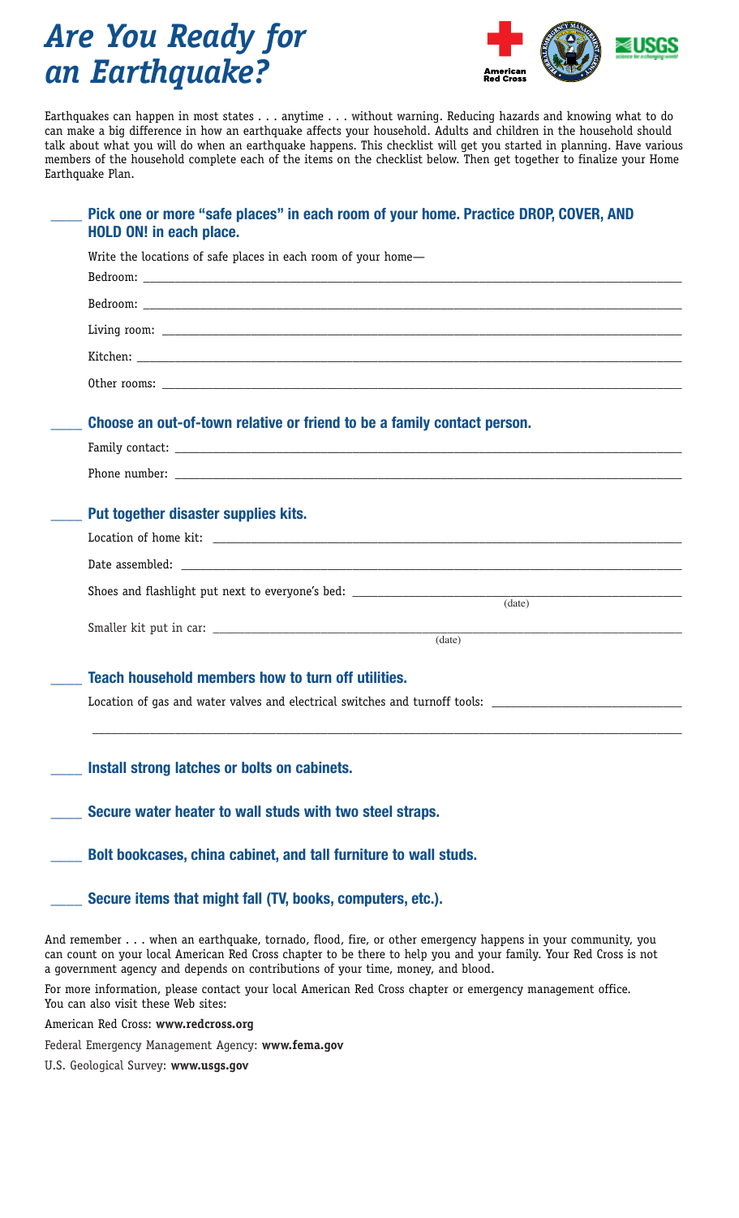# *Are You Ready for an Earthquake?*

Earthquakes can happen in most states . . . anytime . . . without warning. Reducing hazards and knowing what to do can make a big difference in how an earthquake affects your household. Adults and children in the household should talk about what you will do when an earthquake happens. This checklist will get you started in planning. Have various members of the household complete each of the items on the checklist below. Then get together to finalize your Home Earthquake Plan.

____ **Pick one or more "safe places" in each room of your home. Practice DROP, COVER, AND HOLD ON! in each place.**

Write the locations of safe places in each room of your home—

Bedroom: ____________________

Bedroom: ____________________

Living room: ____________________

Kitchen: ____________________

Other rooms: ____________________

____ **Choose an out-of-town relative or friend to be a family contact person.**

Family contact: ____________________

Phone number: ____________________

____ **Put together disaster supplies kits.**

Location of home kit: ____________________

Date assembled: ____________________

Shoes and flashlight put next to everyone's bed: ____________________ (date)

Smaller kit put in car: ____________________ (date)

____ **Teach household members how to turn off utilities.**

Location of gas and water valves and electrical switches and turnoff tools: ____________________

____________________

____ **Install strong latches or bolts on cabinets.**

____ **Secure water heater to wall studs with two steel straps.**

____ **Bolt bookcases, china cabinet, and tall furniture to wall studs.**

____ **Secure items that might fall (TV, books, computers, etc.).**

And remember . . . when an earthquake, tornado, flood, fire, or other emergency happens in your community, you can count on your local American Red Cross chapter to be there to help you and your family. Your Red Cross is not a government agency and depends on contributions of your time, money, and blood.

For more information, please contact your local American Red Cross chapter or emergency management office. You can also visit these Web sites:

American Red Cross: **www.redcross.org**

Federal Emergency Management Agency: **www.fema.gov**

U.S. Geological Survey: **www.usgs.gov**